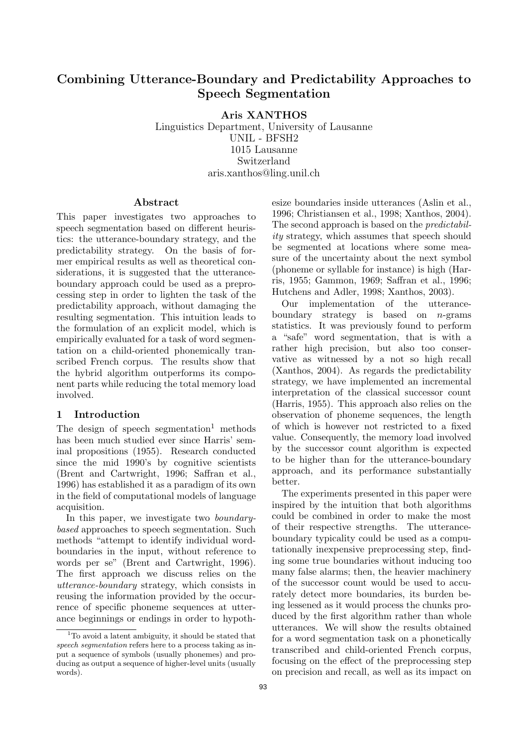# Combining Utterance-Boundary and Predictability Approaches to Speech Segmentation

**Aris XANTHOS**
Linguistics Department, University of Lausanne
UNIL - BFSH2
1015 Lausanne
Switzerland
aris.xanthos@ling.unil.ch

## Abstract

This paper investigates two approaches to speech segmentation based on different heuristics: the utterance-boundary strategy, and the predictability strategy. On the basis of former empirical results as well as theoretical considerations, it is suggested that the utterance-boundary approach could be used as a preprocessing step in order to lighten the task of the predictability approach, without damaging the resulting segmentation. This intuition leads to the formulation of an explicit model, which is empirically evaluated for a task of word segmentation on a child-oriented phonemically transcribed French corpus. The results show that the hybrid algorithm outperforms its component parts while reducing the total memory load involved.

## 1 Introduction

The design of speech segmentation[1] methods has been much studied ever since Harris' seminal propositions (1955). Research conducted since the mid 1990's by cognitive scientists (Brent and Cartwright, 1996; Saffran et al., 1996) has established it as a paradigm of its own in the field of computational models of language acquisition.

In this paper, we investigate two *boundary-based* approaches to speech segmentation. Such methods "attempt to identify individual word-boundaries in the input, without reference to words per se" (Brent and Cartwright, 1996). The first approach we discuss relies on the *utterance-boundary* strategy, which consists in reusing the information provided by the occurrence of specific phoneme sequences at utterance beginnings or endings in order to hypothesize boundaries inside utterances (Aslin et al., 1996; Christiansen et al., 1998; Xanthos, 2004). The second approach is based on the *predictability* strategy, which assumes that speech should be segmented at locations where some measure of the uncertainty about the next symbol (phoneme or syllable for instance) is high (Harris, 1955; Gammon, 1969; Saffran et al., 1996; Hutchens and Adler, 1998; Xanthos, 2003).

Our implementation of the utterance-boundary strategy is based on $n$-grams statistics. It was previously found to perform a "safe" word segmentation, that is with a rather high precision, but also too conservative as witnessed by a not so high recall (Xanthos, 2004). As regards the predictability strategy, we have implemented an incremental interpretation of the classical successor count (Harris, 1955). This approach also relies on the observation of phoneme sequences, the length of which is however not restricted to a fixed value. Consequently, the memory load involved by the successor count algorithm is expected to be higher than for the utterance-boundary approach, and its performance substantially better.

The experiments presented in this paper were inspired by the intuition that both algorithms could be combined in order to make the most of their respective strengths. The utterance-boundary typicality could be used as a computationally inexpensive preprocessing step, finding some true boundaries without inducing too many false alarms; then, the heavier machinery of the successor count would be used to accurately detect more boundaries, its burden being lessened as it would process the chunks produced by the first algorithm rather than whole utterances. We will show the results obtained for a word segmentation task on a phonetically transcribed and child-oriented French corpus, focusing on the effect of the preprocessing step on precision and recall, as well as its impact on

[1] To avoid a latent ambiguity, it should be stated that *speech segmentation* refers here to a process taking as input a sequence of symbols (usually phonemes) and producing as output a sequence of higher-level units (usually words).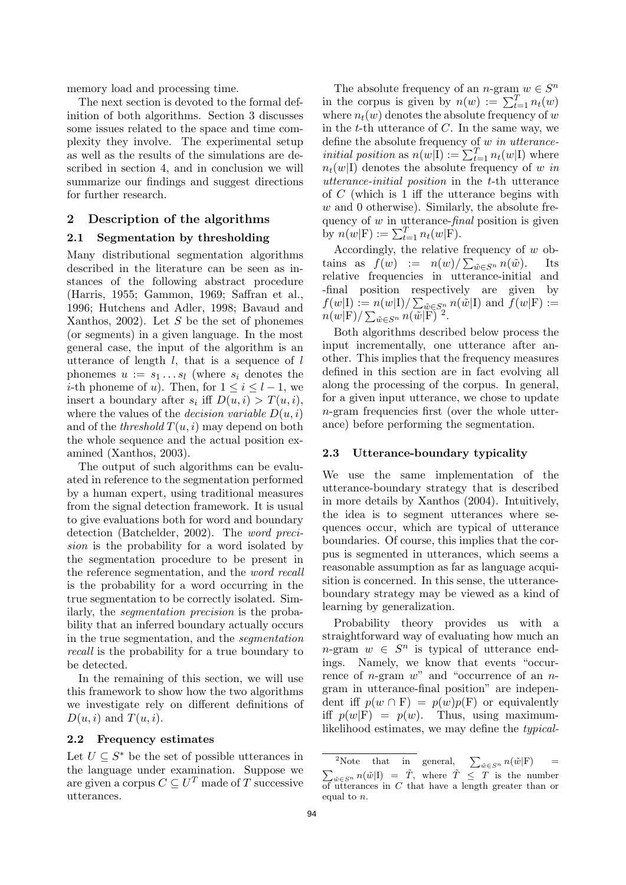memory load and processing time.

The next section is devoted to the formal definition of both algorithms. Section 3 discusses some issues related to the space and time complexity they involve. The experimental setup as well as the results of the simulations are described in section 4, and in conclusion we will summarize our findings and suggest directions for further research.

## 2 Description of the algorithms

### 2.1 Segmentation by thresholding

Many distributional segmentation algorithms described in the literature can be seen as instances of the following abstract procedure (Harris, 1955; Gammon, 1969; Saffran et al., 1996; Hutchens and Adler, 1998; Bavaud and Xanthos, 2002). Let $S$ be the set of phonemes (or segments) in a given language. In the most general case, the input of the algorithm is an utterance of length $l$, that is a sequence of $l$ phonemes $u := s_1 \dots s_l$ (where $s_i$ denotes the $i$-th phoneme of $u$). Then, for $1 \leq i \leq l-1$, we insert a boundary after $s_i$ iff $D(u,i) > T(u,i)$, where the values of the *decision variable* $D(u,i)$ and of the *threshold* $T(u,i)$ may depend on both the whole sequence and the actual position examined (Xanthos, 2003).

The output of such algorithms can be evaluated in reference to the segmentation performed by a human expert, using traditional measures from the signal detection framework. It is usual to give evaluations both for word and boundary detection (Batchelder, 2002). The *word precision* is the probability for a word isolated by the segmentation procedure to be present in the reference segmentation, and the *word recall* is the probability for a word occurring in the true segmentation to be correctly isolated. Similarly, the *segmentation precision* is the probability that an inferred boundary actually occurs in the true segmentation, and the *segmentation recall* is the probability for a true boundary to be detected.

In the remaining of this section, we will use this framework to show how the two algorithms we investigate rely on different definitions of $D(u,i)$ and $T(u,i)$.

### 2.2 Frequency estimates

Let $U \subseteq S^*$ be the set of possible utterances in the language under examination. Suppose we are given a corpus $C \subseteq U^T$ made of $T$ successive utterances.

The absolute frequency of an $n$-gram $w \in S^n$ in the corpus is given by $n(w) := \sum_{t=1}^{T} n_t(w)$ where $n_t(w)$ denotes the absolute frequency of $w$ in the $t$-th utterance of $C$. In the same way, we define the absolute frequency of $w$ *in utterance-initial position* as $n(w|\text{I}) := \sum_{t=1}^{T} n_t(w|\text{I})$ where $n_t(w|\text{I})$ denotes the absolute frequency of $w$ *in utterance-initial position* in the $t$-th utterance of $C$ (which is 1 iff the utterance begins with $w$ and 0 otherwise). Similarly, the absolute frequency of $w$ in utterance-*final* position is given by $n(w|\text{F}) := \sum_{t=1}^{T} n_t(w|\text{F})$.

Accordingly, the relative frequency of $w$ obtains as $f(w) := n(w)/\sum_{\tilde{w} \in S^n} n(\tilde{w})$. Its relative frequencies in utterance-initial and -final position respectively are given by $f(w|\text{I}) := n(w|\text{I})/\sum_{\tilde{w} \in S^n} n(\tilde{w}|\text{I})$ and $f(w|\text{F}) := n(w|\text{F})/\sum_{\tilde{w} \in S^n} n(\tilde{w}|\text{F})$ [2].

Both algorithms described below process the input incrementally, one utterance after another. This implies that the frequency measures defined in this section are in fact evolving all along the processing of the corpus. In general, for a given input utterance, we chose to update $n$-gram frequencies first (over the whole utterance) before performing the segmentation.

### 2.3 Utterance-boundary typicality

We use the same implementation of the utterance-boundary strategy that is described in more details by Xanthos (2004). Intuitively, the idea is to segment utterances where sequences occur, which are typical of utterance boundaries. Of course, this implies that the corpus is segmented in utterances, which seems a reasonable assumption as far as language acquisition is concerned. In this sense, the utterance-boundary strategy may be viewed as a kind of learning by generalization.

Probability theory provides us with a straightforward way of evaluating how much an $n$-gram $w \in S^n$ is typical of utterance endings. Namely, we know that events "occurrence of $n$-gram $w$" and "occurrence of an $n$-gram in utterance-final position" are independent iff $p(w \cap \text{F}) = p(w)p(\text{F})$ or equivalently iff $p(w|\text{F}) = p(w)$. Thus, using maximum-likelihood estimates, we may define the *typical-*

[2] Note that in general, $\sum_{\tilde{w} \in S^n} n(\tilde{w}|\text{F}) = \sum_{\tilde{w} \in S^n} n(\tilde{w}|\text{I}) = \tilde{T}$, where $\tilde{T} \leq T$ is the number of utterances in $C$ that have a length greater than or equal to $n$.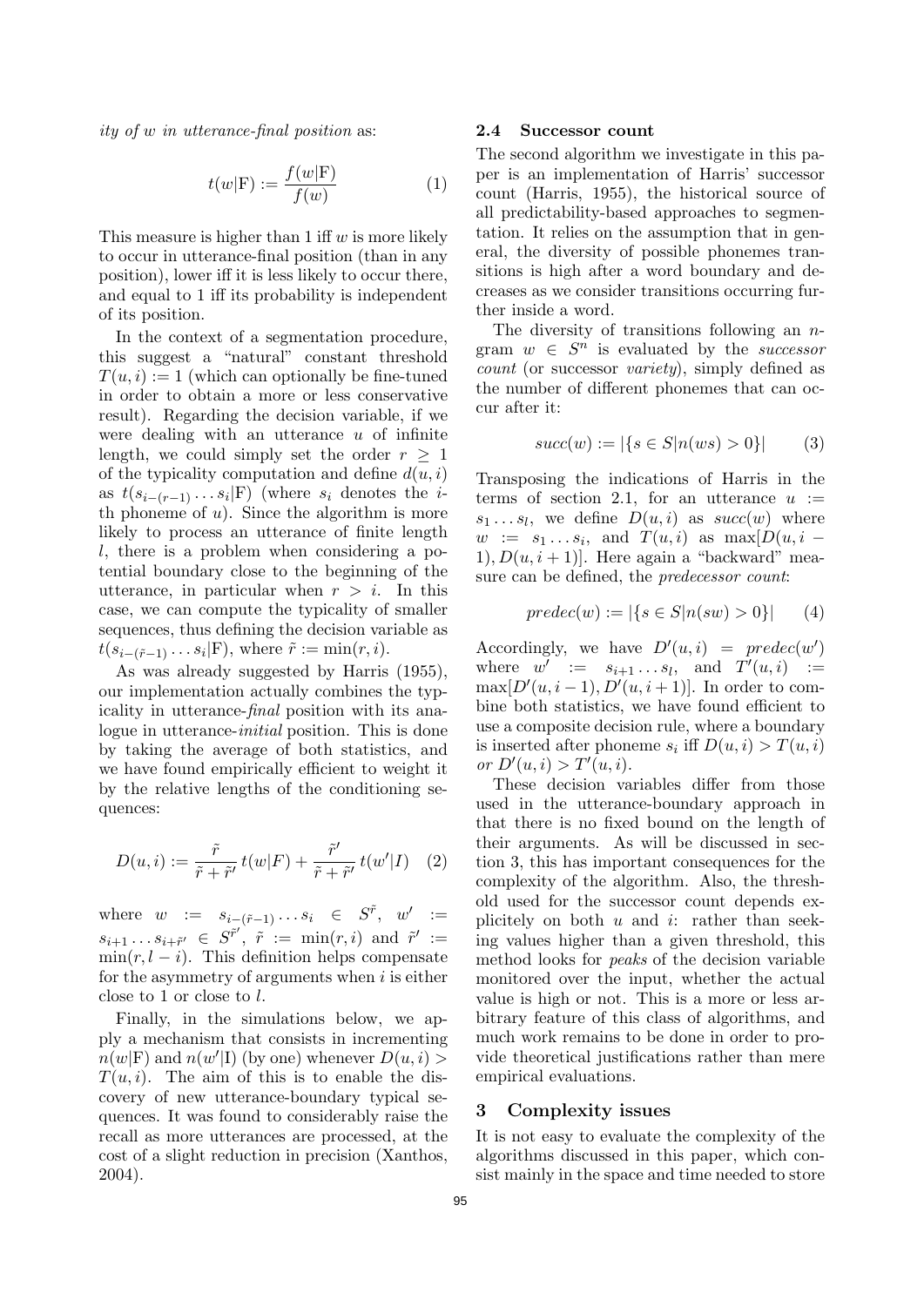*ity of w in utterance-final position* as:

$$t(w|\mathrm{F}) := \frac{f(w|\mathrm{F})}{f(w)} \quad (1)$$

This measure is higher than 1 iff $w$ is more likely to occur in utterance-final position (than in any position), lower iff it is less likely to occur there, and equal to 1 iff its probability is independent of its position.

In the context of a segmentation procedure, this suggest a "natural" constant threshold $T(u, i) := 1$ (which can optionally be fine-tuned in order to obtain a more or less conservative result). Regarding the decision variable, if we were dealing with an utterance $u$ of infinite length, we could simply set the order $r \geq 1$ of the typicality computation and define $d(u, i)$ as $t(s_{i-(r-1)} \dots s_i|\mathrm{F})$ (where $s_i$ denotes the $i$-th phoneme of $u$). Since the algorithm is more likely to process an utterance of finite length $l$, there is a problem when considering a potential boundary close to the beginning of the utterance, in particular when $r > i$. In this case, we can compute the typicality of smaller sequences, thus defining the decision variable as $t(s_{i-(\tilde{r}-1)} \dots s_i|\mathrm{F})$, where $\tilde{r} := \min(r, i)$.

As was already suggested by Harris (1955), our implementation actually combines the typicality in utterance-*final* position with its analogue in utterance-*initial* position. This is done by taking the average of both statistics, and we have found empirically efficient to weight it by the relative lengths of the conditioning sequences:

$$D(u, i) := \frac{\tilde{r}}{\tilde{r} + \tilde{r}'}\, t(w|F) + \frac{\tilde{r}'}{\tilde{r} + \tilde{r}'}\, t(w'|I) \quad (2)$$

where $w := s_{i-(\tilde{r}-1)} \dots s_i \in S^{\tilde{r}}$, $w' := s_{i+1} \dots s_{i+\tilde{r}'} \in S^{\tilde{r}'}$, $\tilde{r} := \min(r, i)$ and $\tilde{r}' := \min(r, l - i)$. This definition helps compensate for the asymmetry of arguments when $i$ is either close to 1 or close to $l$.

Finally, in the simulations below, we apply a mechanism that consists in incrementing $n(w|\mathrm{F})$ and $n(w'|\mathrm{I})$ (by one) whenever $D(u, i) > T(u, i)$. The aim of this is to enable the discovery of new utterance-boundary typical sequences. It was found to considerably raise the recall as more utterances are processed, at the cost of a slight reduction in precision (Xanthos, 2004).

### 2.4 Successor count

The second algorithm we investigate in this paper is an implementation of Harris' successor count (Harris, 1955), the historical source of all predictability-based approaches to segmentation. It relies on the assumption that in general, the diversity of possible phonemes transitions is high after a word boundary and decreases as we consider transitions occurring further inside a word.

The diversity of transitions following an $n$-gram $w \in S^n$ is evaluated by the *successor count* (or successor *variety*), simply defined as the number of different phonemes that can occur after it:

$$succ(w) := |\{s \in S | n(ws) > 0\}| \quad (3)$$

Transposing the indications of Harris in the terms of section 2.1, for an utterance $u := s_1 \dots s_l$, we define $D(u, i)$ as $succ(w)$ where $w := s_1 \dots s_i$, and $T(u, i)$ as $\max[D(u, i-1), D(u, i+1)]$. Here again a "backward" measure can be defined, the *predecessor count*:

$$predec(w) := |\{s \in S | n(sw) > 0\}| \quad (4)$$

Accordingly, we have $D'(u, i) = predec(w')$ where $w' := s_{i+1} \dots s_l$, and $T'(u, i) := \max[D'(u, i-1), D'(u, i+1)]$. In order to combine both statistics, we have found efficient to use a composite decision rule, where a boundary is inserted after phoneme $s_i$ iff $D(u, i) > T(u, i)$ *or* $D'(u, i) > T'(u, i)$.

These decision variables differ from those used in the utterance-boundary approach in that there is no fixed bound on the length of their arguments. As will be discussed in section 3, this has important consequences for the complexity of the algorithm. Also, the threshold used for the successor count depends explicitly on both $u$ and $i$: rather than seeking values higher than a given threshold, this method looks for *peaks* of the decision variable monitored over the input, whether the actual value is high or not. This is a more or less arbitrary feature of this class of algorithms, and much work remains to be done in order to provide theoretical justifications rather than mere empirical evaluations.

## 3 Complexity issues

It is not easy to evaluate the complexity of the algorithms discussed in this paper, which consist mainly in the space and time needed to store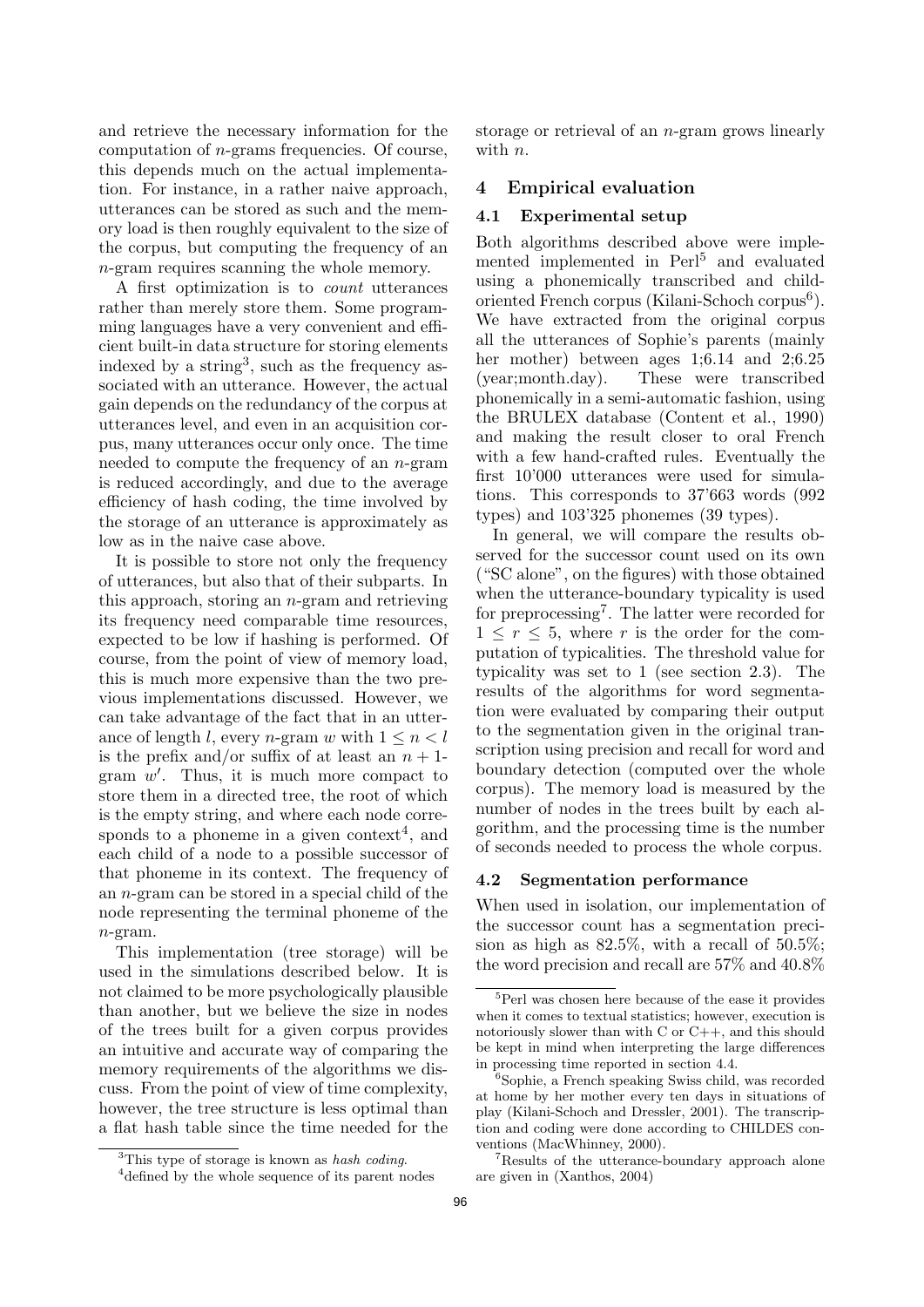and retrieve the necessary information for the computation of $n$-grams frequencies. Of course, this depends much on the actual implementation. For instance, in a rather naive approach, utterances can be stored as such and the memory load is then roughly equivalent to the size of the corpus, but computing the frequency of an $n$-gram requires scanning the whole memory.

A first optimization is to *count* utterances rather than merely store them. Some programming languages have a very convenient and efficient built-in data structure for storing elements indexed by a string[3], such as the frequency associated with an utterance. However, the actual gain depends on the redundancy of the corpus at utterances level, and even in an acquisition corpus, many utterances occur only once. The time needed to compute the frequency of an $n$-gram is reduced accordingly, and due to the average efficiency of hash coding, the time involved by the storage of an utterance is approximately as low as in the naive case above.

It is possible to store not only the frequency of utterances, but also that of their subparts. In this approach, storing an $n$-gram and retrieving its frequency need comparable time resources, expected to be low if hashing is performed. Of course, from the point of view of memory load, this is much more expensive than the two previous implementations discussed. However, we can take advantage of the fact that in an utterance of length $l$, every $n$-gram $w$ with $1 \leq n < l$ is the prefix and/or suffix of at least an $n+1$-gram $w'$. Thus, it is much more compact to store them in a directed tree, the root of which is the empty string, and where each node corresponds to a phoneme in a given context[4], and each child of a node to a possible successor of that phoneme in its context. The frequency of an $n$-gram can be stored in a special child of the node representing the terminal phoneme of the $n$-gram.

This implementation (tree storage) will be used in the simulations described below. It is not claimed to be more psychologically plausible than another, but we believe the size in nodes of the trees built for a given corpus provides an intuitive and accurate way of comparing the memory requirements of the algorithms we discuss. From the point of view of time complexity, however, the tree structure is less optimal than a flat hash table since the time needed for the storage or retrieval of an $n$-gram grows linearly with $n$.

## 4 Empirical evaluation

### 4.1 Experimental setup

Both algorithms described above were implemented implemented in Perl[5] and evaluated using a phonemically transcribed and child-oriented French corpus (Kilani-Schoch corpus[6]). We have extracted from the original corpus all the utterances of Sophie's parents (mainly her mother) between ages 1;6.14 and 2;6.25 (year;month.day). These were transcribed phonemically in a semi-automatic fashion, using the BRULEX database (Content et al., 1990) and making the result closer to oral French with a few hand-crafted rules. Eventually the first 10'000 utterances were used for simulations. This corresponds to 37'663 words (992 types) and 103'325 phonemes (39 types).

In general, we will compare the results observed for the successor count used on its own ("SC alone", on the figures) with those obtained when the utterance-boundary typicality is used for preprocessing[7]. The latter were recorded for $1 \leq r \leq 5$, where $r$ is the order for the computation of typicalities. The threshold value for typicality was set to 1 (see section 2.3). The results of the algorithms for word segmentation were evaluated by comparing their output to the segmentation given in the original transcription using precision and recall for word and boundary detection (computed over the whole corpus). The memory load is measured by the number of nodes in the trees built by each algorithm, and the processing time is the number of seconds needed to process the whole corpus.

### 4.2 Segmentation performance

When used in isolation, our implementation of the successor count has a segmentation precision as high as 82.5%, with a recall of 50.5%; the word precision and recall are 57% and 40.8%

---

[3] This type of storage is known as *hash coding*.

[4] defined by the whole sequence of its parent nodes

[5] Perl was chosen here because of the ease it provides when it comes to textual statistics; however, execution is notoriously slower than with C or C++, and this should be kept in mind when interpreting the large differences in processing time reported in section 4.4.

[6] Sophie, a French speaking Swiss child, was recorded at home by her mother every ten days in situations of play (Kilani-Schoch and Dressler, 2001). The transcription and coding were done according to CHILDES conventions (MacWhinney, 2000).

[7] Results of the utterance-boundary approach alone are given in (Xanthos, 2004)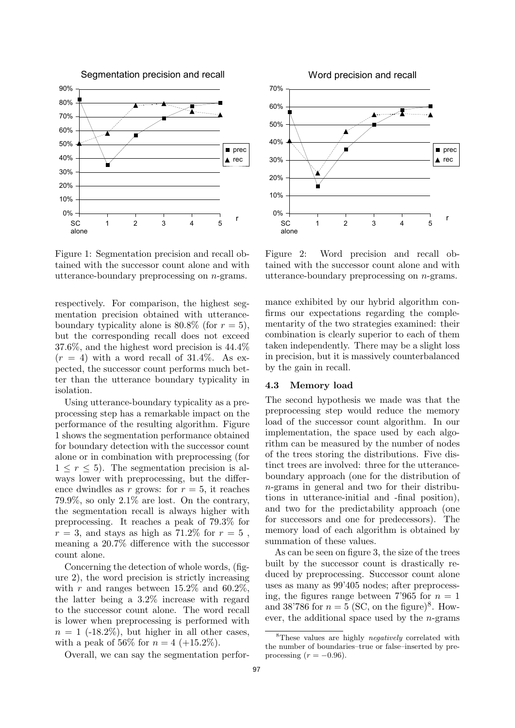Figure 1: Segmentation precision and recall obtained with the successor count alone and with utterance-boundary preprocessing on $n$-grams.

Figure 2: Word precision and recall obtained with the successor count alone and with utterance-boundary preprocessing on $n$-grams.

respectively. For comparison, the highest segmentation precision obtained with utterance-boundary typicality alone is 80.8% (for $r = 5$), but the corresponding recall does not exceed 37.6%, and the highest word precision is 44.4% ($r = 4$) with a word recall of 31.4%. As expected, the successor count performs much better than the utterance boundary typicality in isolation.

Using utterance-boundary typicality as a preprocessing step has a remarkable impact on the performance of the resulting algorithm. Figure 1 shows the segmentation performance obtained for boundary detection with the successor count alone or in combination with preprocessing (for $1 \leq r \leq 5$). The segmentation precision is always lower with preprocessing, but the difference dwindles as $r$ grows: for $r = 5$, it reaches 79.9%, so only 2.1% are lost. On the contrary, the segmentation recall is always higher with preprocessing. It reaches a peak of 79.3% for $r = 3$, and stays as high as 71.2% for $r = 5$ , meaning a 20.7% difference with the successor count alone.

Concerning the detection of whole words, (figure 2), the word precision is strictly increasing with $r$ and ranges between 15.2% and 60.2%, the latter being a 3.2% increase with regard to the successor count alone. The word recall is lower when preprocessing is performed with $n = 1$ (-18.2%), but higher in all other cases, with a peak of 56% for $n = 4$ (+15.2%).

Overall, we can say the segmentation performance exhibited by our hybrid algorithm confirms our expectations regarding the complementarity of the two strategies examined: their combination is clearly superior to each of them taken independently. There may be a slight loss in precision, but it is massively counterbalanced by the gain in recall.

### 4.3 Memory load

The second hypothesis we made was that the preprocessing step would reduce the memory load of the successor count algorithm. In our implementation, the space used by each algorithm can be measured by the number of nodes of the trees storing the distributions. Five distinct trees are involved: three for the utterance-boundary approach (one for the distribution of $n$-grams in general and two for their distributions in utterance-initial and -final position), and two for the predictability approach (one for successors and one for predecessors). The memory load of each algorithm is obtained by summation of these values.

As can be seen on figure 3, the size of the trees built by the successor count is drastically reduced by preprocessing. Successor count alone uses as many as 99'405 nodes; after preprocessing, the figures range between 7'965 for $n = 1$ and 38'786 for $n = 5$ (SC, on the figure)[8]. However, the additional space used by the $n$-grams

[8] These values are highly *negatively* correlated with the number of boundaries–true or false–inserted by preprocessing ($r = -0.96$).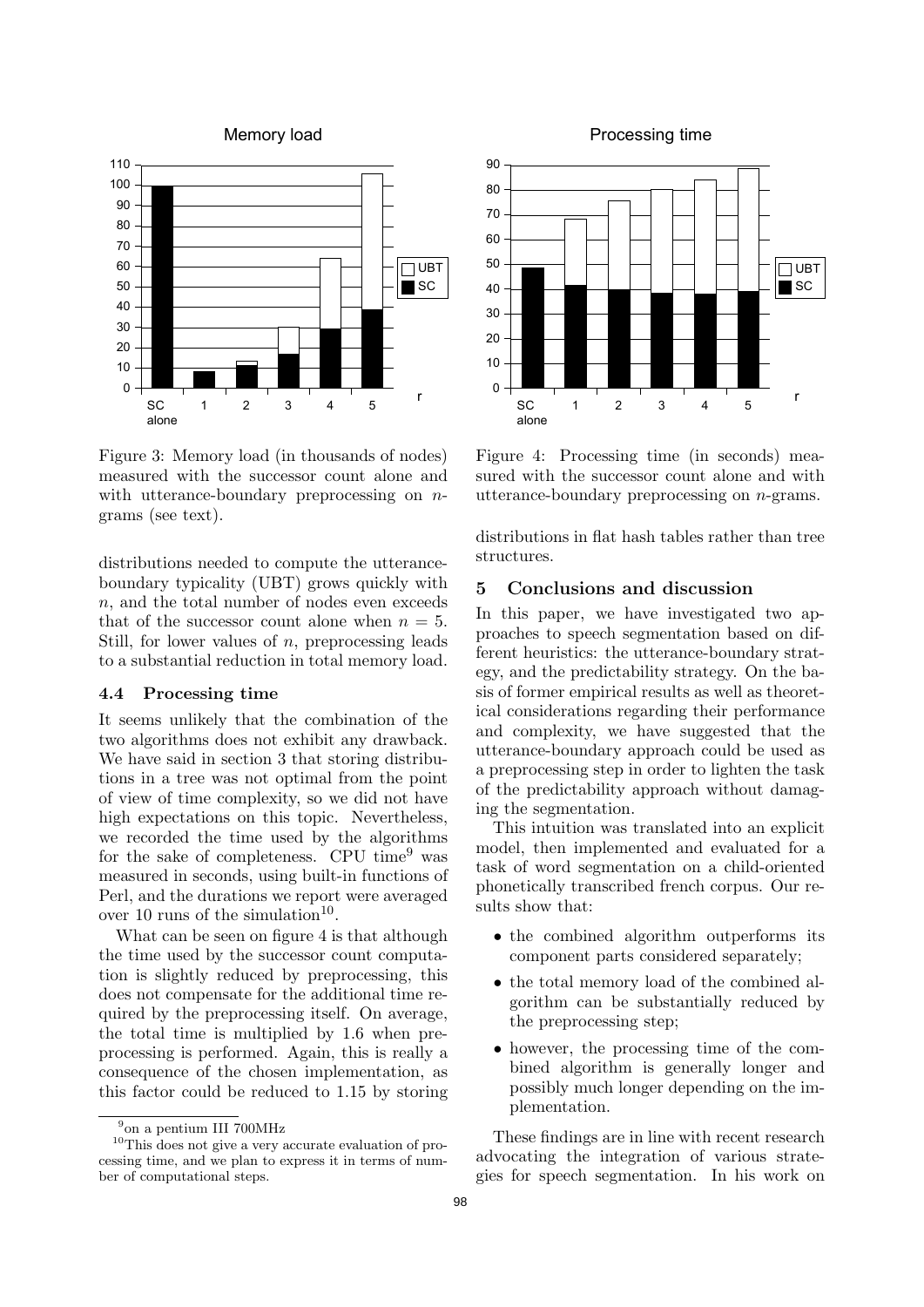Figure 3: Memory load (in thousands of nodes) measured with the successor count alone and with utterance-boundary preprocessing on $n$-grams (see text).

Figure 4: Processing time (in seconds) measured with the successor count alone and with utterance-boundary preprocessing on $n$-grams.

distributions needed to compute the utterance-boundary typicality (UBT) grows quickly with $n$, and the total number of nodes even exceeds that of the successor count alone when $n = 5$. Still, for lower values of $n$, preprocessing leads to a substantial reduction in total memory load.

### 4.4 Processing time

It seems unlikely that the combination of the two algorithms does not exhibit any drawback. We have said in section 3 that storing distributions in a tree was not optimal from the point of view of time complexity, so we did not have high expectations on this topic. Nevertheless, we recorded the time used by the algorithms for the sake of completeness. CPU time[9] was measured in seconds, using built-in functions of Perl, and the durations we report were averaged over 10 runs of the simulation[10].

What can be seen on figure 4 is that although the time used by the successor count computation is slightly reduced by preprocessing, this does not compensate for the additional time required by the preprocessing itself. On average, the total time is multiplied by 1.6 when preprocessing is performed. Again, this is really a consequence of the chosen implementation, as this factor could be reduced to 1.15 by storing distributions in flat hash tables rather than tree structures.

## 5 Conclusions and discussion

In this paper, we have investigated two approaches to speech segmentation based on different heuristics: the utterance-boundary strategy, and the predictability strategy. On the basis of former empirical results as well as theoretical considerations regarding their performance and complexity, we have suggested that the utterance-boundary approach could be used as a preprocessing step in order to lighten the task of the predictability approach without damaging the segmentation.

This intuition was translated into an explicit model, then implemented and evaluated for a task of word segmentation on a child-oriented phonetically transcribed french corpus. Our results show that:

- the combined algorithm outperforms its component parts considered separately;
- the total memory load of the combined algorithm can be substantially reduced by the preprocessing step;
- however, the processing time of the combined algorithm is generally longer and possibly much longer depending on the implementation.

These findings are in line with recent research advocating the integration of various strategies for speech segmentation. In his work on

[9] on a pentium III 700MHz

[10] This does not give a very accurate evaluation of processing time, and we plan to express it in terms of number of computational steps.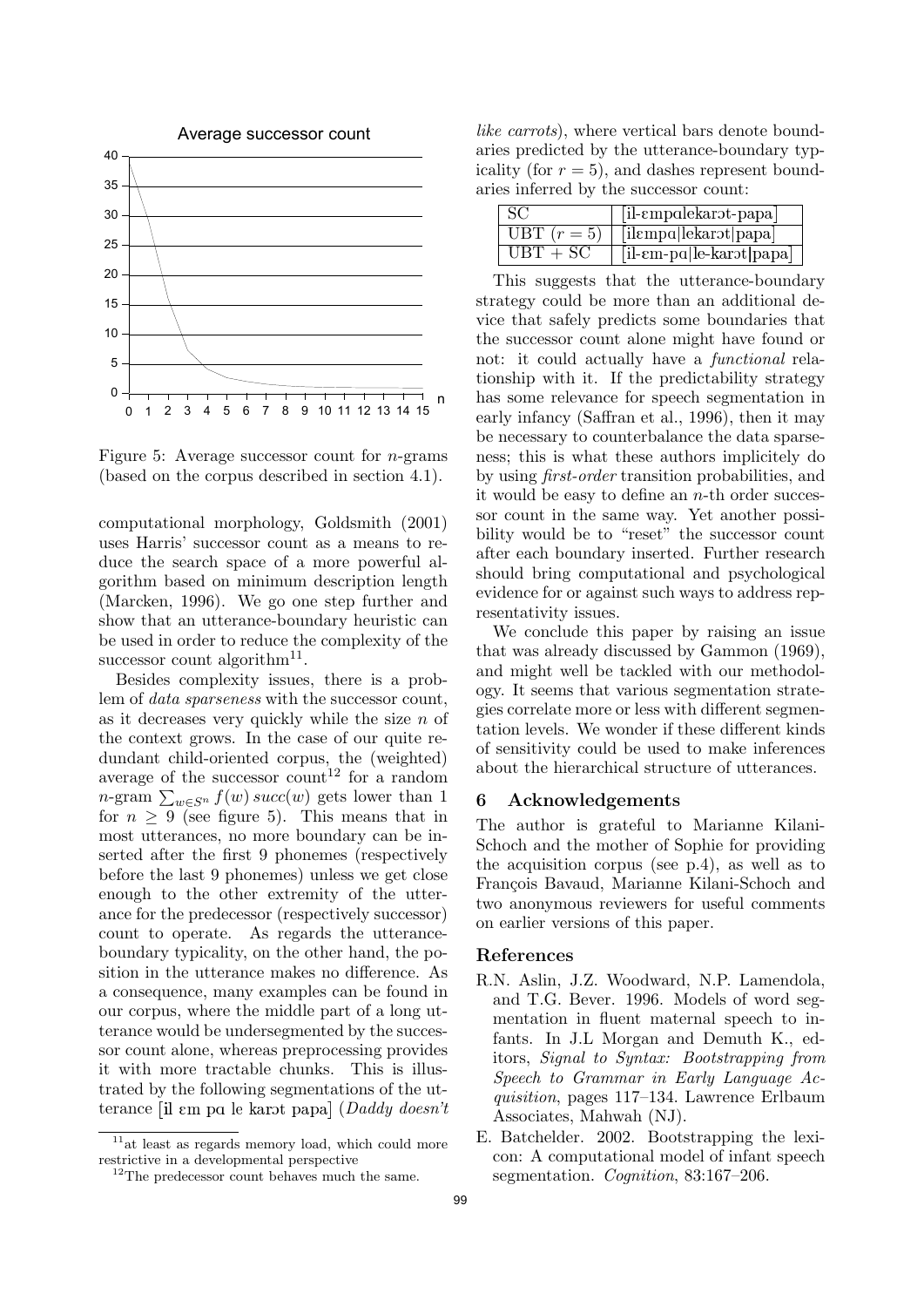Figure 5: Average successor count for $n$-grams (based on the corpus described in section 4.1).

computational morphology, Goldsmith (2001) uses Harris' successor count as a means to reduce the search space of a more powerful algorithm based on minimum description length (Marcken, 1996). We go one step further and show that an utterance-boundary heuristic can be used in order to reduce the complexity of the successor count algorithm[11].

Besides complexity issues, there is a problem of *data sparseness* with the successor count, as it decreases very quickly while the size $n$ of the context grows. In the case of our quite redundant child-oriented corpus, the (weighted) average of the successor count[12] for a random $n$-gram $\sum_{w \in S^n} f(w)\, succ(w)$ gets lower than 1 for $n \geq 9$ (see figure 5). This means that in most utterances, no more boundary can be inserted after the first 9 phonemes (respectively before the last 9 phonemes) unless we get close enough to the other extremity of the utterance for the predecessor (respectively successor) count to operate. As regards the utterance-boundary typicality, on the other hand, the position in the utterance makes no difference. As a consequence, many examples can be found in our corpus, where the middle part of a long utterance would be undersegmented by the successor count alone, whereas preprocessing provides it with more tractable chunks. This is illustrated by the following segmentations of the utterance [il ɛm pɑ le karɔt papa] (*Daddy doesn't like carrots*), where vertical bars denote boundaries predicted by the utterance-boundary typicality (for $r = 5$), and dashes represent boundaries inferred by the successor count:

| SC | [il-ɛmpɑlekarɔt-papa] |
|---|---|
| UBT ($r = 5$) | [ilɛmpɑ\|lekarɔt\|papa] |
| UBT + SC | [il-ɛm-pɑ\|le-karɔt\|papa] |

This suggests that the utterance-boundary strategy could be more than an additional device that safely predicts some boundaries that the successor count alone might have found or not: it could actually have a *functional* relationship with it. If the predictability strategy has some relevance for speech segmentation in early infancy (Saffran et al., 1996), then it may be necessary to counterbalance the data sparseness; this is what these authors implicitely do by using *first-order* transition probabilities, and it would be easy to define an $n$-th order successor count in the same way. Yet another possibility would be to "reset" the successor count after each boundary inserted. Further research should bring computational and psychological evidence for or against such ways to address representativity issues.

We conclude this paper by raising an issue that was already discussed by Gammon (1969), and might well be tackled with our methodology. It seems that various segmentation strategies correlate more or less with different segmentation levels. We wonder if these different kinds of sensitivity could be used to make inferences about the hierarchical structure of utterances.

## 6 Acknowledgements

The author is grateful to Marianne Kilani-Schoch and the mother of Sophie for providing the acquisition corpus (see p.4), as well as to François Bavaud, Marianne Kilani-Schoch and two anonymous reviewers for useful comments on earlier versions of this paper.

## References

R.N. Aslin, J.Z. Woodward, N.P. Lamendola, and T.G. Bever. 1996. Models of word segmentation in fluent maternal speech to infants. In J.L Morgan and Demuth K., editors, *Signal to Syntax: Bootstrapping from Speech to Grammar in Early Language Acquisition*, pages 117–134. Lawrence Erlbaum Associates, Mahwah (NJ).

E. Batchelder. 2002. Bootstrapping the lexicon: A computational model of infant speech segmentation. *Cognition*, 83:167–206.

[11] at least as regards memory load, which could more restrictive in a developmental perspective

[12] The predecessor count behaves much the same.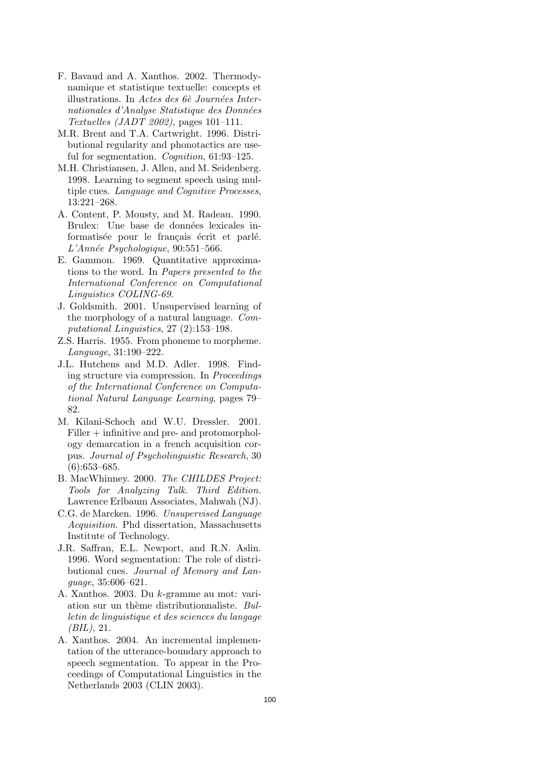F. Bavaud and A. Xanthos. 2002. Thermodynamique et statistique textuelle: concepts et illustrations. In *Actes des 6è Journées Internationales d'Analyse Statistique des Données Textuelles (JADT 2002)*, pages 101–111.

M.R. Brent and T.A. Cartwright. 1996. Distributional regularity and phonotactics are useful for segmentation. *Cognition*, 61:93–125.

M.H. Christiansen, J. Allen, and M. Seidenberg. 1998. Learning to segment speech using multiple cues. *Language and Cognitive Processes*, 13:221–268.

A. Content, P. Mousty, and M. Radeau. 1990. Brulex: Une base de données lexicales informatisée pour le français écrit et parlé. *L'Année Psychologique*, 90:551–566.

E. Gammon. 1969. Quantitative approximations to the word. In *Papers presented to the International Conference on Computational Linguistics COLING-69*.

J. Goldsmith. 2001. Unsupervised learning of the morphology of a natural language. *Computational Linguistics*, 27 (2):153–198.

Z.S. Harris. 1955. From phoneme to morpheme. *Language*, 31:190–222.

J.L. Hutchens and M.D. Adler. 1998. Finding structure via compression. In *Proceedings of the International Conference on Computational Natural Language Learning*, pages 79–82.

M. Kilani-Schoch and W.U. Dressler. 2001. Filler + infinitive and pre- and protomorphology demarcation in a french acquisition corpus. *Journal of Psycholinguistic Research*, 30 (6):653–685.

B. MacWhinney. 2000. *The CHILDES Project: Tools for Analyzing Talk. Third Edition.* Lawrence Erlbaum Associates, Mahwah (NJ).

C.G. de Marcken. 1996. *Unsupervised Language Acquisition*. Phd dissertation, Massachusetts Institute of Technology.

J.R. Saffran, E.L. Newport, and R.N. Aslin. 1996. Word segmentation: The role of distributional cues. *Journal of Memory and Language*, 35:606–621.

A. Xanthos. 2003. Du $k$-gramme au mot: variation sur un thème distributionnaliste. *Bulletin de linguistique et des sciences du langage (BIL)*, 21.

A. Xanthos. 2004. An incremental implementation of the utterance-boundary approach to speech segmentation. To appear in the Proceedings of Computational Linguistics in the Netherlands 2003 (CLIN 2003).